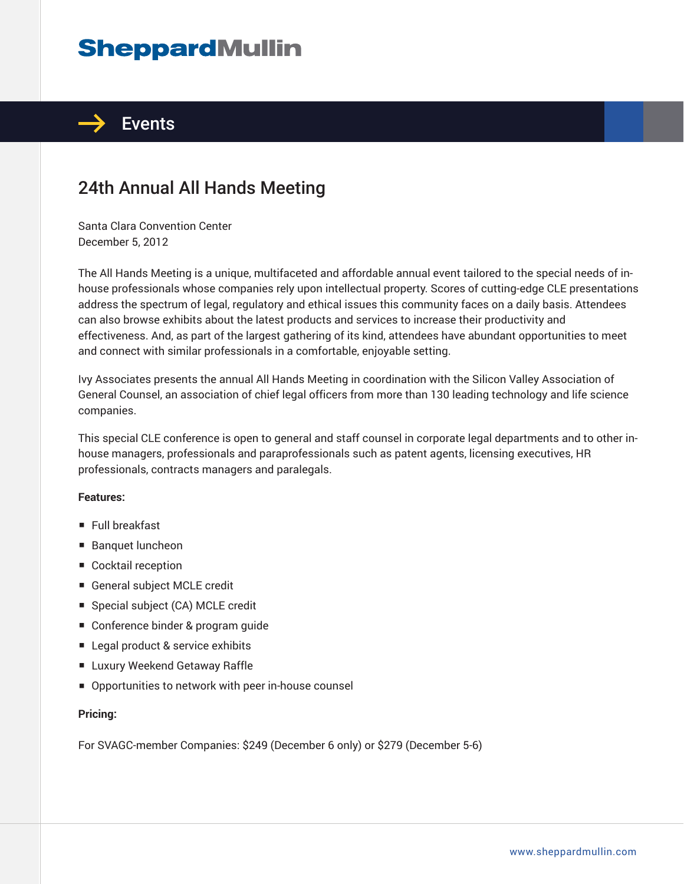# SheppardMullin

## Events

## 24th Annual All Hands Meeting

Santa Clara Convention Center
December 5, 2012

The All Hands Meeting is a unique, multifaceted and affordable annual event tailored to the special needs of in-house professionals whose companies rely upon intellectual property. Scores of cutting-edge CLE presentations address the spectrum of legal, regulatory and ethical issues this community faces on a daily basis. Attendees can also browse exhibits about the latest products and services to increase their productivity and effectiveness. And, as part of the largest gathering of its kind, attendees have abundant opportunities to meet and connect with similar professionals in a comfortable, enjoyable setting.

Ivy Associates presents the annual All Hands Meeting in coordination with the Silicon Valley Association of General Counsel, an association of chief legal officers from more than 130 leading technology and life science companies.

This special CLE conference is open to general and staff counsel in corporate legal departments and to other in-house managers, professionals and paraprofessionals such as patent agents, licensing executives, HR professionals, contracts managers and paralegals.

**Features:**

- Full breakfast
- Banquet luncheon
- Cocktail reception
- General subject MCLE credit
- Special subject (CA) MCLE credit
- Conference binder & program guide
- Legal product & service exhibits
- Luxury Weekend Getaway Raffle
- Opportunities to network with peer in-house counsel

**Pricing:**

For SVAGC-member Companies: $249 (December 6 only) or $279 (December 5-6)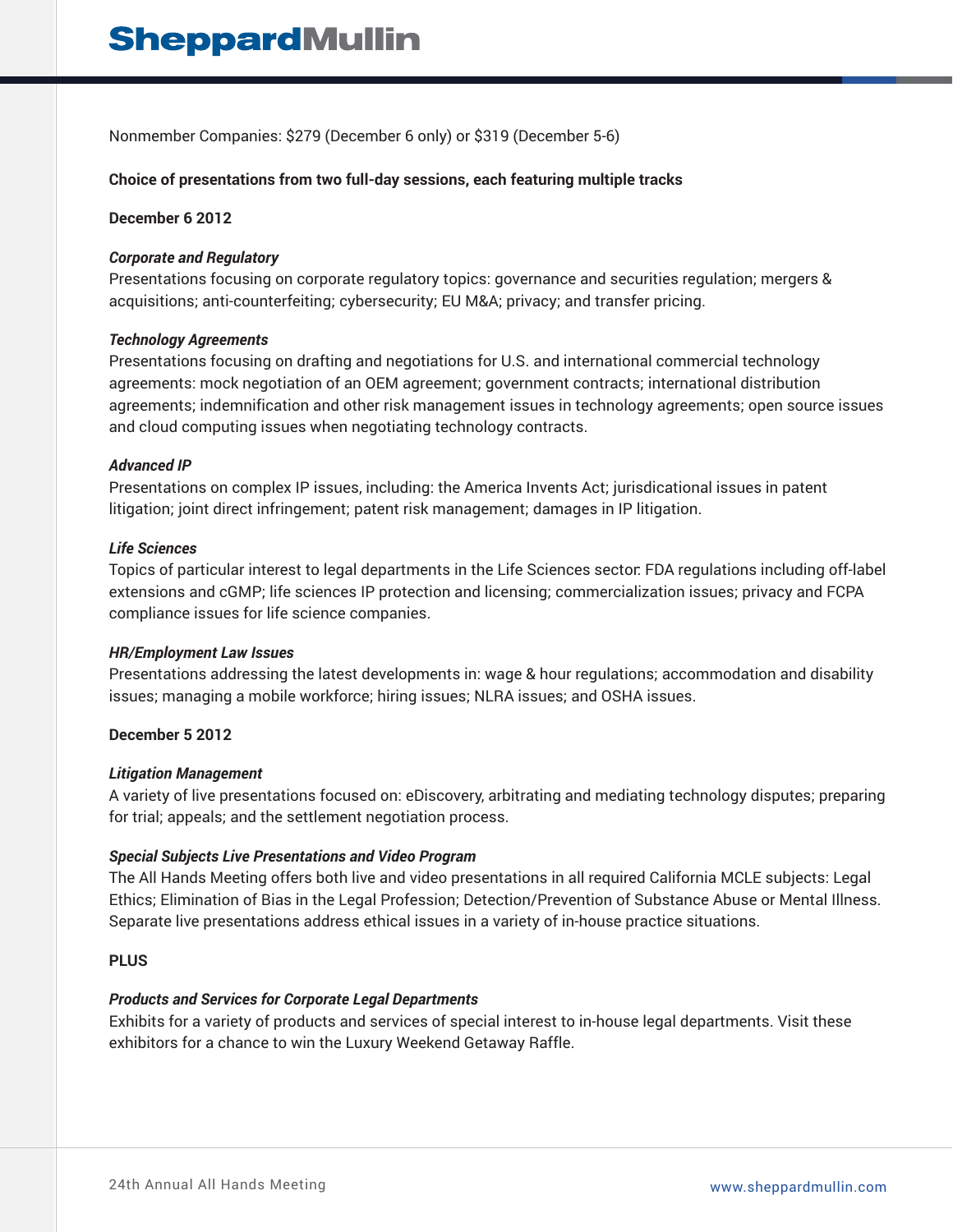Nonmember Companies: $279 (December 6 only) or $319 (December 5-6)

**Choice of presentations from two full-day sessions, each featuring multiple tracks**

**December 6 2012**

***Corporate and Regulatory***
Presentations focusing on corporate regulatory topics: governance and securities regulation; mergers & acquisitions; anti-counterfeiting; cybersecurity; EU M&A; privacy; and transfer pricing.

***Technology Agreements***
Presentations focusing on drafting and negotiations for U.S. and international commercial technology agreements: mock negotiation of an OEM agreement; government contracts; international distribution agreements; indemnification and other risk management issues in technology agreements; open source issues and cloud computing issues when negotiating technology contracts.

***Advanced IP***
Presentations on complex IP issues, including: the America Invents Act; jurisdictional issues in patent litigation; joint direct infringement; patent risk management; damages in IP litigation.

***Life Sciences***
Topics of particular interest to legal departments in the Life Sciences sector: FDA regulations including off-label extensions and cGMP; life sciences IP protection and licensing; commercialization issues; privacy and FCPA compliance issues for life science companies.

***HR/Employment Law Issues***
Presentations addressing the latest developments in: wage & hour regulations; accommodation and disability issues; managing a mobile workforce; hiring issues; NLRA issues; and OSHA issues.

**December 5 2012**

***Litigation Management***
A variety of live presentations focused on: eDiscovery, arbitrating and mediating technology disputes; preparing for trial; appeals; and the settlement negotiation process.

***Special Subjects Live Presentations and Video Program***
The All Hands Meeting offers both live and video presentations in all required California MCLE subjects: Legal Ethics; Elimination of Bias in the Legal Profession; Detection/Prevention of Substance Abuse or Mental Illness. Separate live presentations address ethical issues in a variety of in-house practice situations.

**PLUS**

***Products and Services for Corporate Legal Departments***
Exhibits for a variety of products and services of special interest to in-house legal departments. Visit these exhibitors for a chance to win the Luxury Weekend Getaway Raffle.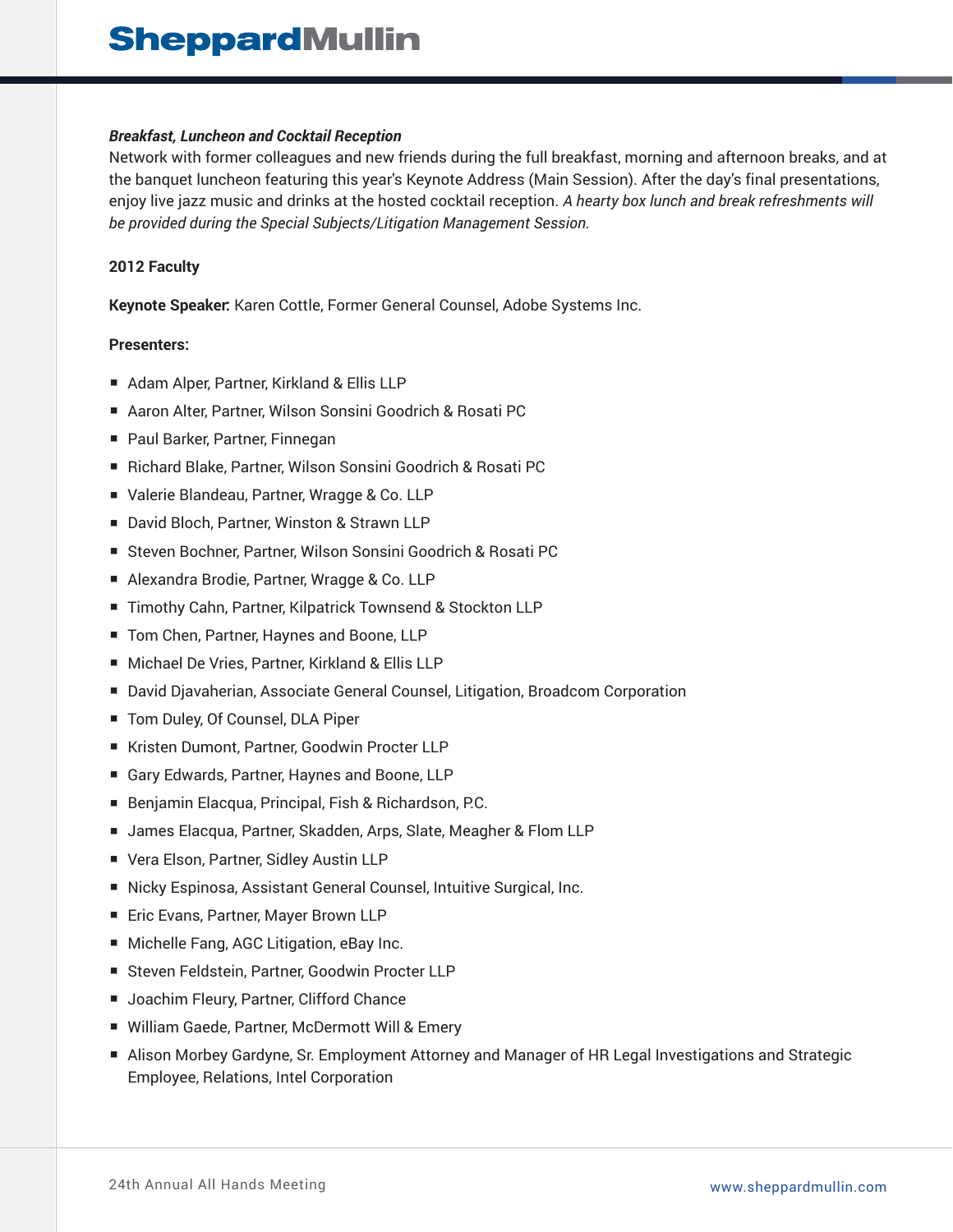***Breakfast, Luncheon and Cocktail Reception***

Network with former colleagues and new friends during the full breakfast, morning and afternoon breaks, and at the banquet luncheon featuring this year's Keynote Address (Main Session). After the day's final presentations, enjoy live jazz music and drinks at the hosted cocktail reception. *A hearty box lunch and break refreshments will be provided during the Special Subjects/Litigation Management Session.*

**2012 Faculty**

**Keynote Speaker:** Karen Cottle, Former General Counsel, Adobe Systems Inc.

**Presenters:**

- Adam Alper, Partner, Kirkland & Ellis LLP
- Aaron Alter, Partner, Wilson Sonsini Goodrich & Rosati PC
- Paul Barker, Partner, Finnegan
- Richard Blake, Partner, Wilson Sonsini Goodrich & Rosati PC
- Valerie Blandeau, Partner, Wragge & Co. LLP
- David Bloch, Partner, Winston & Strawn LLP
- Steven Bochner, Partner, Wilson Sonsini Goodrich & Rosati PC
- Alexandra Brodie, Partner, Wragge & Co. LLP
- Timothy Cahn, Partner, Kilpatrick Townsend & Stockton LLP
- Tom Chen, Partner, Haynes and Boone, LLP
- Michael De Vries, Partner, Kirkland & Ellis LLP
- David Djavaherian, Associate General Counsel, Litigation, Broadcom Corporation
- Tom Duley, Of Counsel, DLA Piper
- Kristen Dumont, Partner, Goodwin Procter LLP
- Gary Edwards, Partner, Haynes and Boone, LLP
- Benjamin Elacqua, Principal, Fish & Richardson, P.C.
- James Elacqua, Partner, Skadden, Arps, Slate, Meagher & Flom LLP
- Vera Elson, Partner, Sidley Austin LLP
- Nicky Espinosa, Assistant General Counsel, Intuitive Surgical, Inc.
- Eric Evans, Partner, Mayer Brown LLP
- Michelle Fang, AGC Litigation, eBay Inc.
- Steven Feldstein, Partner, Goodwin Procter LLP
- Joachim Fleury, Partner, Clifford Chance
- William Gaede, Partner, McDermott Will & Emery
- Alison Morbey Gardyne, Sr. Employment Attorney and Manager of HR Legal Investigations and Strategic Employee, Relations, Intel Corporation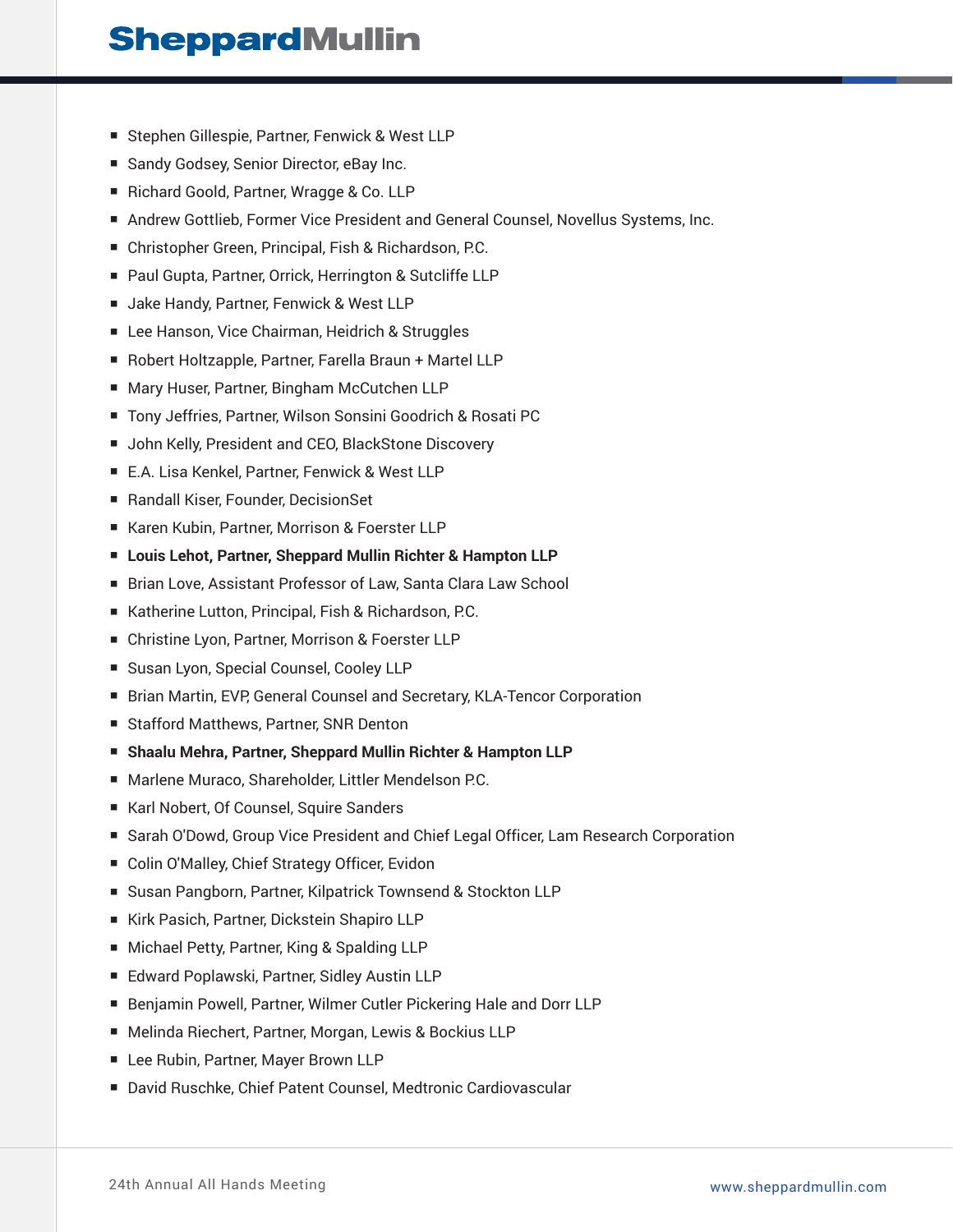- Stephen Gillespie, Partner, Fenwick & West LLP
- Sandy Godsey, Senior Director, eBay Inc.
- Richard Goold, Partner, Wragge & Co. LLP
- Andrew Gottlieb, Former Vice President and General Counsel, Novellus Systems, Inc.
- Christopher Green, Principal, Fish & Richardson, P.C.
- Paul Gupta, Partner, Orrick, Herrington & Sutcliffe LLP
- Jake Handy, Partner, Fenwick & West LLP
- Lee Hanson, Vice Chairman, Heidrich & Struggles
- Robert Holtzapple, Partner, Farella Braun + Martel LLP
- Mary Huser, Partner, Bingham McCutchen LLP
- Tony Jeffries, Partner, Wilson Sonsini Goodrich & Rosati PC
- John Kelly, President and CEO, BlackStone Discovery
- E.A. Lisa Kenkel, Partner, Fenwick & West LLP
- Randall Kiser, Founder, DecisionSet
- Karen Kubin, Partner, Morrison & Foerster LLP
- **Louis Lehot, Partner, Sheppard Mullin Richter & Hampton LLP**
- Brian Love, Assistant Professor of Law, Santa Clara Law School
- Katherine Lutton, Principal, Fish & Richardson, P.C.
- Christine Lyon, Partner, Morrison & Foerster LLP
- Susan Lyon, Special Counsel, Cooley LLP
- Brian Martin, EVP, General Counsel and Secretary, KLA-Tencor Corporation
- Stafford Matthews, Partner, SNR Denton
- **Shaalu Mehra, Partner, Sheppard Mullin Richter & Hampton LLP**
- Marlene Muraco, Shareholder, Littler Mendelson P.C.
- Karl Nobert, Of Counsel, Squire Sanders
- Sarah O'Dowd, Group Vice President and Chief Legal Officer, Lam Research Corporation
- Colin O'Malley, Chief Strategy Officer, Evidon
- Susan Pangborn, Partner, Kilpatrick Townsend & Stockton LLP
- Kirk Pasich, Partner, Dickstein Shapiro LLP
- Michael Petty, Partner, King & Spalding LLP
- Edward Poplawski, Partner, Sidley Austin LLP
- Benjamin Powell, Partner, Wilmer Cutler Pickering Hale and Dorr LLP
- Melinda Riechert, Partner, Morgan, Lewis & Bockius LLP
- Lee Rubin, Partner, Mayer Brown LLP
- David Ruschke, Chief Patent Counsel, Medtronic Cardiovascular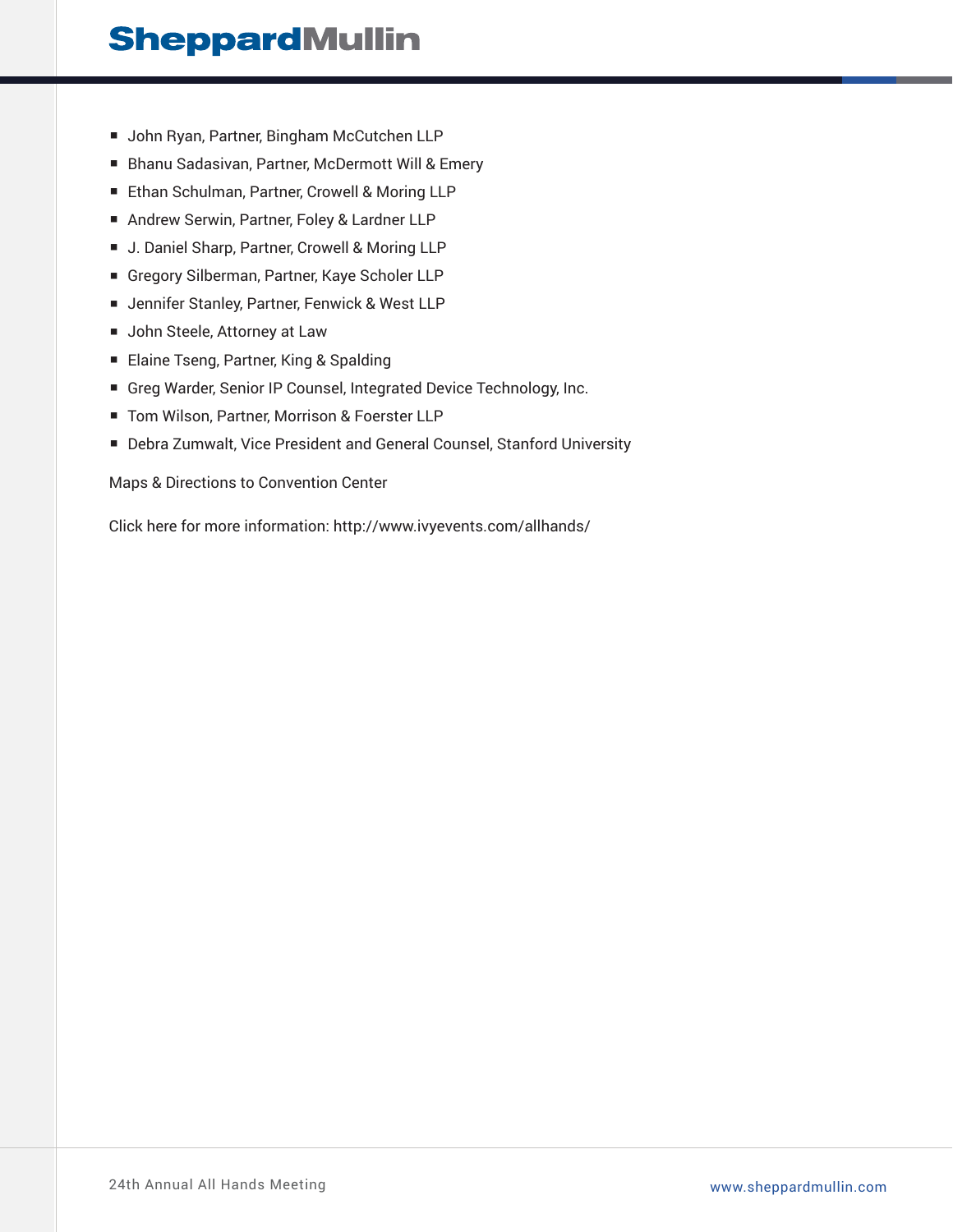- John Ryan, Partner, Bingham McCutchen LLP
- Bhanu Sadasivan, Partner, McDermott Will & Emery
- Ethan Schulman, Partner, Crowell & Moring LLP
- Andrew Serwin, Partner, Foley & Lardner LLP
- J. Daniel Sharp, Partner, Crowell & Moring LLP
- Gregory Silberman, Partner, Kaye Scholer LLP
- Jennifer Stanley, Partner, Fenwick & West LLP
- John Steele, Attorney at Law
- Elaine Tseng, Partner, King & Spalding
- Greg Warder, Senior IP Counsel, Integrated Device Technology, Inc.
- Tom Wilson, Partner, Morrison & Foerster LLP
- Debra Zumwalt, Vice President and General Counsel, Stanford University

Maps & Directions to Convention Center

Click here for more information: http://www.ivyevents.com/allhands/